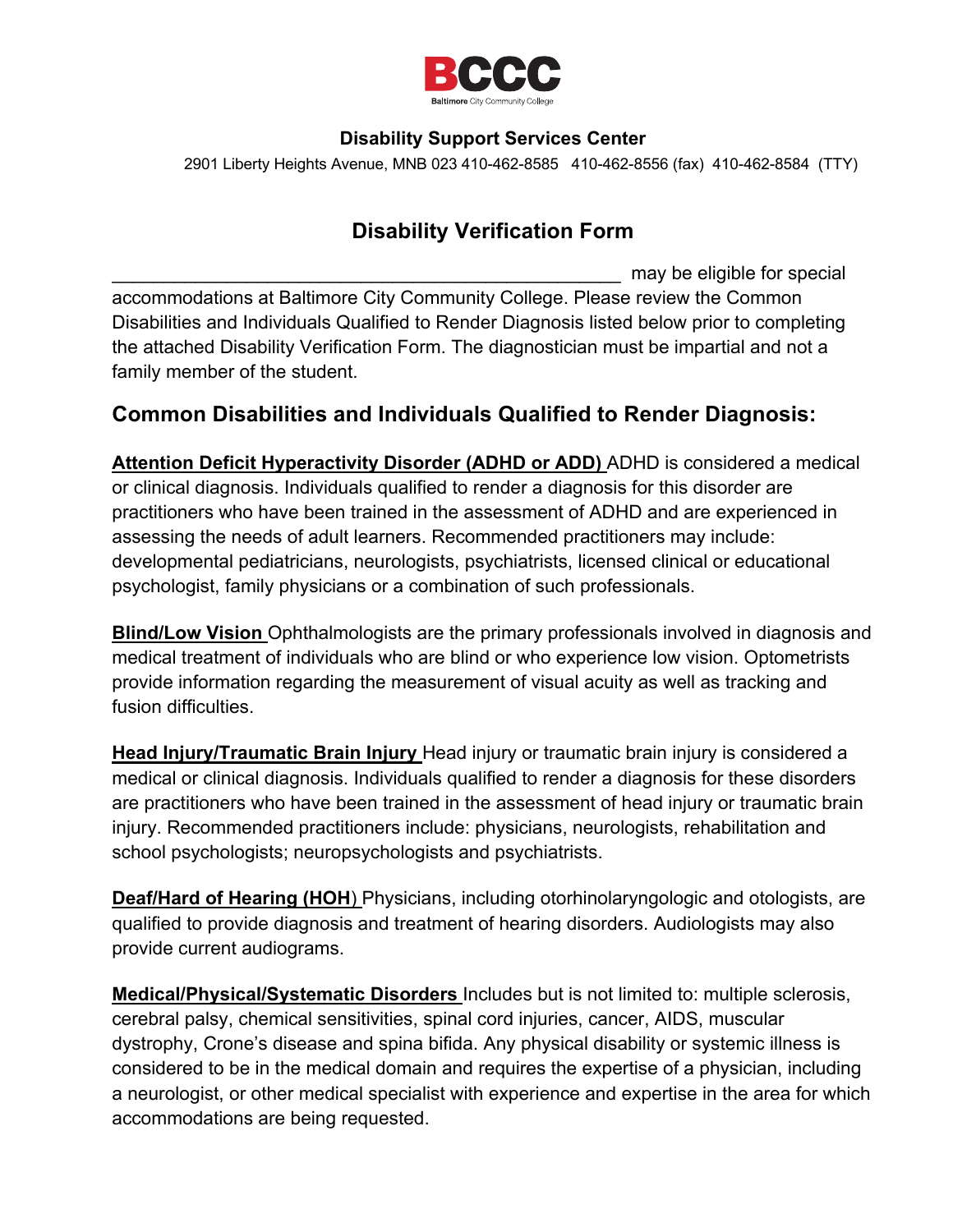BCCC

Baltimore City Community College

**Disability Support Services Center**

2901 Liberty Heights Avenue, MNB 023 410-462-8585 410-462-8556 (fax) 410-462-8584 (TTY)

# Disability Verification Form

_________________________________________________ may be eligible for special accommodations at Baltimore City Community College. Please review the Common Disabilities and Individuals Qualified to Render Diagnosis listed below prior to completing the attached Disability Verification Form. The diagnostician must be impartial and not a family member of the student.

## Common Disabilities and Individuals Qualified to Render Diagnosis:

**Attention Deficit Hyperactivity Disorder (ADHD or ADD)** ADHD is considered a medical or clinical diagnosis. Individuals qualified to render a diagnosis for this disorder are practitioners who have been trained in the assessment of ADHD and are experienced in assessing the needs of adult learners. Recommended practitioners may include: developmental pediatricians, neurologists, psychiatrists, licensed clinical or educational psychologist, family physicians or a combination of such professionals.

**Blind/Low Vision** Ophthalmologists are the primary professionals involved in diagnosis and medical treatment of individuals who are blind or who experience low vision. Optometrists provide information regarding the measurement of visual acuity as well as tracking and fusion difficulties.

**Head Injury/Traumatic Brain Injury** Head injury or traumatic brain injury is considered a medical or clinical diagnosis. Individuals qualified to render a diagnosis for these disorders are practitioners who have been trained in the assessment of head injury or traumatic brain injury. Recommended practitioners include: physicians, neurologists, rehabilitation and school psychologists; neuropsychologists and psychiatrists.

**Deaf/Hard of Hearing (HOH)** Physicians, including otorhinolaryngologic and otologists, are qualified to provide diagnosis and treatment of hearing disorders. Audiologists may also provide current audiograms.

**Medical/Physical/Systematic Disorders** Includes but is not limited to: multiple sclerosis, cerebral palsy, chemical sensitivities, spinal cord injuries, cancer, AIDS, muscular dystrophy, Crone's disease and spina bifida. Any physical disability or systemic illness is considered to be in the medical domain and requires the expertise of a physician, including a neurologist, or other medical specialist with experience and expertise in the area for which accommodations are being requested.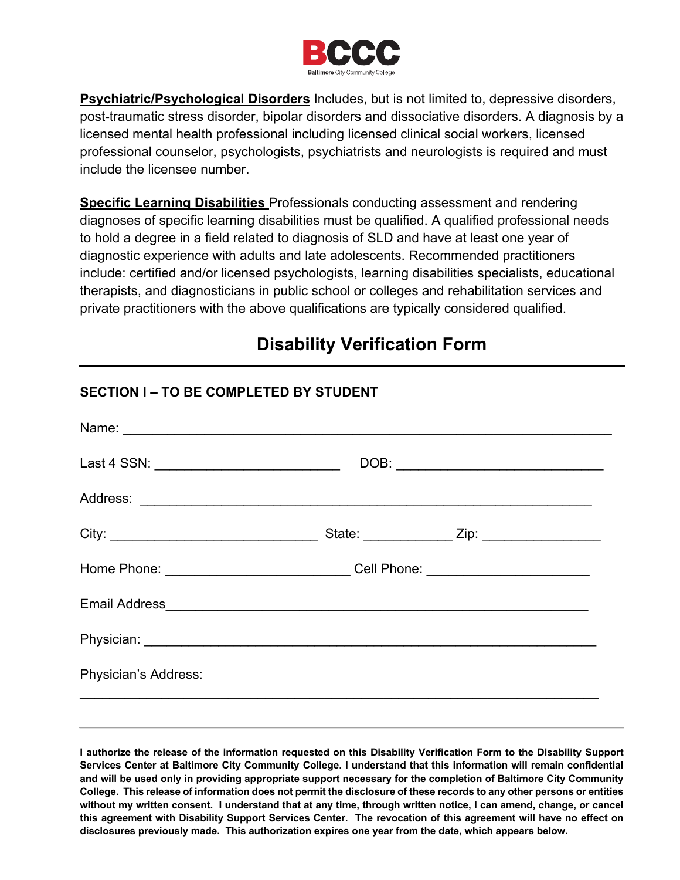**Psychiatric/Psychological Disorders** Includes, but is not limited to, depressive disorders, post-traumatic stress disorder, bipolar disorders and dissociative disorders. A diagnosis by a licensed mental health professional including licensed clinical social workers, licensed professional counselor, psychologists, psychiatrists and neurologists is required and must include the licensee number.

**Specific Learning Disabilities** Professionals conducting assessment and rendering diagnoses of specific learning disabilities must be qualified. A qualified professional needs to hold a degree in a field related to diagnosis of SLD and have at least one year of diagnostic experience with adults and late adolescents. Recommended practitioners include: certified and/or licensed psychologists, learning disabilities specialists, educational therapists, and diagnosticians in public school or colleges and rehabilitation services and private practitioners with the above qualifications are typically considered qualified.

# Disability Verification Form

### SECTION I – TO BE COMPLETED BY STUDENT

Name: ____________________________________________________________

Last 4 SSN: ________________________ DOB: ___________________________

Address: __________________________________________________________

City: ___________________________ State: ___________ Zip: _______________

Home Phone: ________________________ Cell Phone: _____________________

Email Address______________________________________________________

Physician: _________________________________________________________

Physician's Address:

___________________________________________________________________

---

**I authorize the release of the information requested on this Disability Verification Form to the Disability Support Services Center at Baltimore City Community College. I understand that this information will remain confidential and will be used only in providing appropriate support necessary for the completion of Baltimore City Community College. This release of information does not permit the disclosure of these records to any other persons or entities without my written consent. I understand that at any time, through written notice, I can amend, change, or cancel this agreement with Disability Support Services Center. The revocation of this agreement will have no effect on disclosures previously made. This authorization expires one year from the date, which appears below.**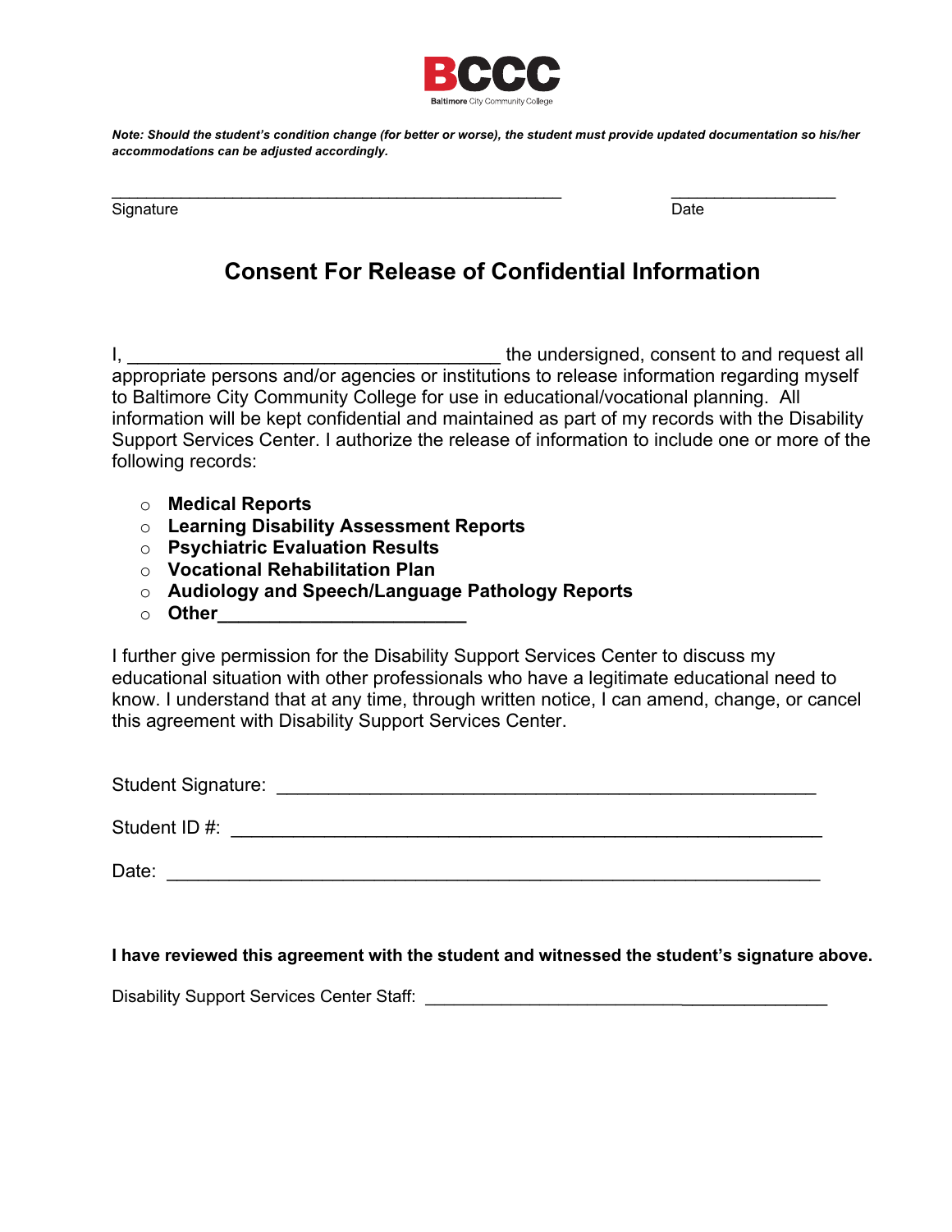**BCCC**
Baltimore City Community College

***Note: Should the student's condition change (for better or worse), the student must provide updated documentation so his/her accommodations can be adjusted accordingly.***

_______________________________________________ &nbsp;&nbsp;&nbsp;&nbsp;&nbsp;&nbsp;&nbsp;&nbsp; _________________
Signature &nbsp;&nbsp;&nbsp;&nbsp;&nbsp;&nbsp;&nbsp;&nbsp;&nbsp;&nbsp;&nbsp;&nbsp;&nbsp;&nbsp;&nbsp;&nbsp;&nbsp;&nbsp;&nbsp;&nbsp;&nbsp;&nbsp;&nbsp;&nbsp;&nbsp;&nbsp;&nbsp;&nbsp;&nbsp;&nbsp;&nbsp;&nbsp;&nbsp;&nbsp;&nbsp;&nbsp;&nbsp;&nbsp;&nbsp;&nbsp;&nbsp;&nbsp;&nbsp;&nbsp;&nbsp;&nbsp;&nbsp;&nbsp;&nbsp;&nbsp;&nbsp;&nbsp;&nbsp;&nbsp;&nbsp;&nbsp;&nbsp;&nbsp;&nbsp;&nbsp;&nbsp; Date

## Consent For Release of Confidential Information

I, ___________________________________ the undersigned, consent to and request all appropriate persons and/or agencies or institutions to release information regarding myself to Baltimore City Community College for use in educational/vocational planning. All information will be kept confidential and maintained as part of my records with the Disability Support Services Center. I authorize the release of information to include one or more of the following records:

- **Medical Reports**
- **Learning Disability Assessment Reports**
- **Psychiatric Evaluation Results**
- **Vocational Rehabilitation Plan**
- **Audiology and Speech/Language Pathology Reports**
- **Other_______________________**

I further give permission for the Disability Support Services Center to discuss my educational situation with other professionals who have a legitimate educational need to know. I understand that at any time, through written notice, I can amend, change, or cancel this agreement with Disability Support Services Center.

Student Signature: ___________________________________________________

Student ID #: _______________________________________________________

Date: ___________________________________________________________

**I have reviewed this agreement with the student and witnessed the student's signature above.**

Disability Support Services Center Staff: _____________________________________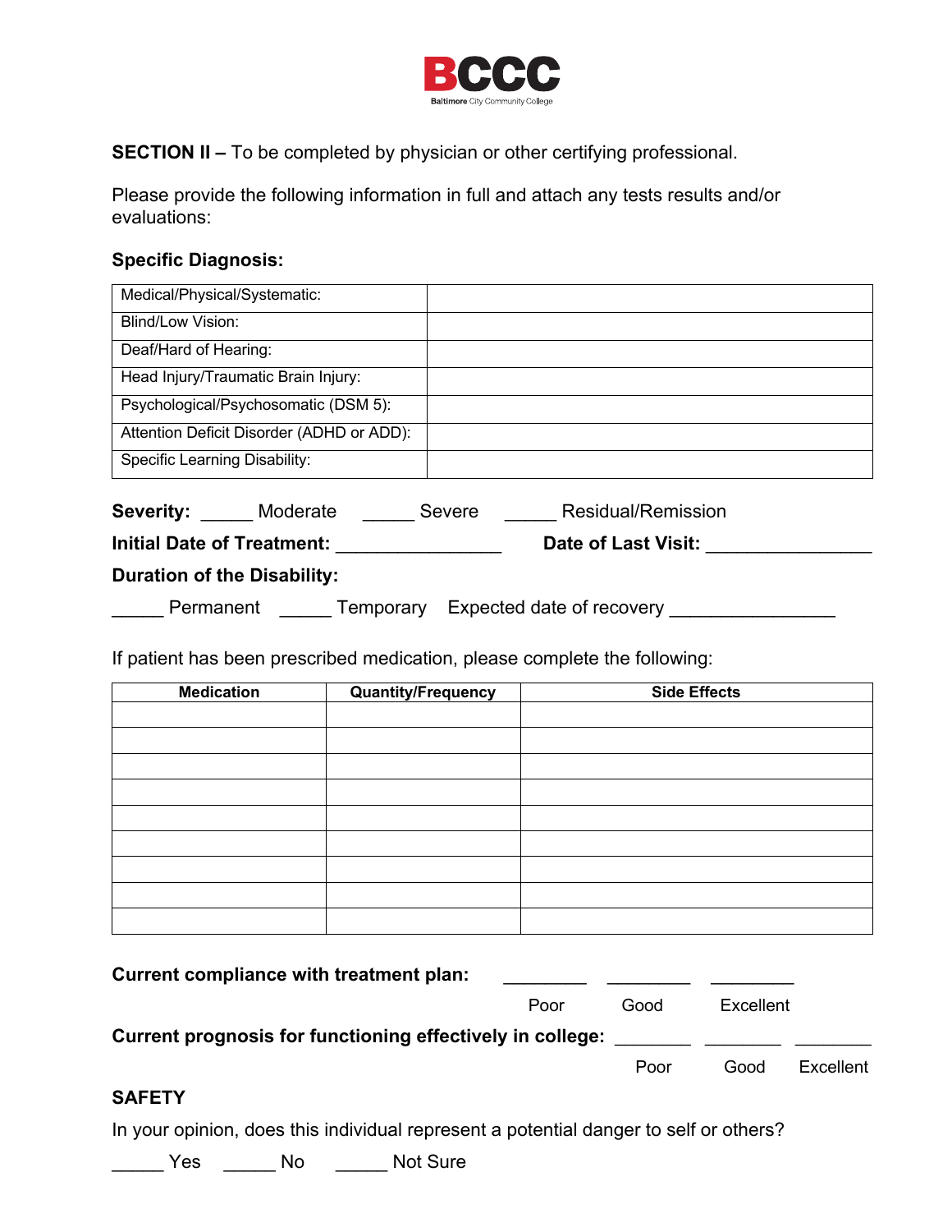**SECTION II –** To be completed by physician or other certifying professional.

Please provide the following information in full and attach any tests results and/or evaluations:

**Specific Diagnosis:**

| | |
|---|---|
| Medical/Physical/Systematic: | |
| Blind/Low Vision: | |
| Deaf/Hard of Hearing: | |
| Head Injury/Traumatic Brain Injury: | |
| Psychological/Psychosomatic (DSM 5): | |
| Attention Deficit Disorder (ADHD or ADD): | |
| Specific Learning Disability: | |

**Severity:** _____ Moderate _____ Severe _____ Residual/Remission

**Initial Date of Treatment:** ________________ **Date of Last Visit:** ________________

**Duration of the Disability:**

_____ Permanent _____ Temporary Expected date of recovery ________________

If patient has been prescribed medication, please complete the following:

| Medication | Quantity/Frequency | Side Effects |
|---|---|---|
| | | |
| | | |
| | | |
| | | |
| | | |
| | | |
| | | |
| | | |
| | | |

**Current compliance with treatment plan:** ________ Poor ________ Good ________ Excellent

**Current prognosis for functioning effectively in college:** ________ Poor ________ Good ________ Excellent

**SAFETY**

In your opinion, does this individual represent a potential danger to self or others?

_____ Yes _____ No _____ Not Sure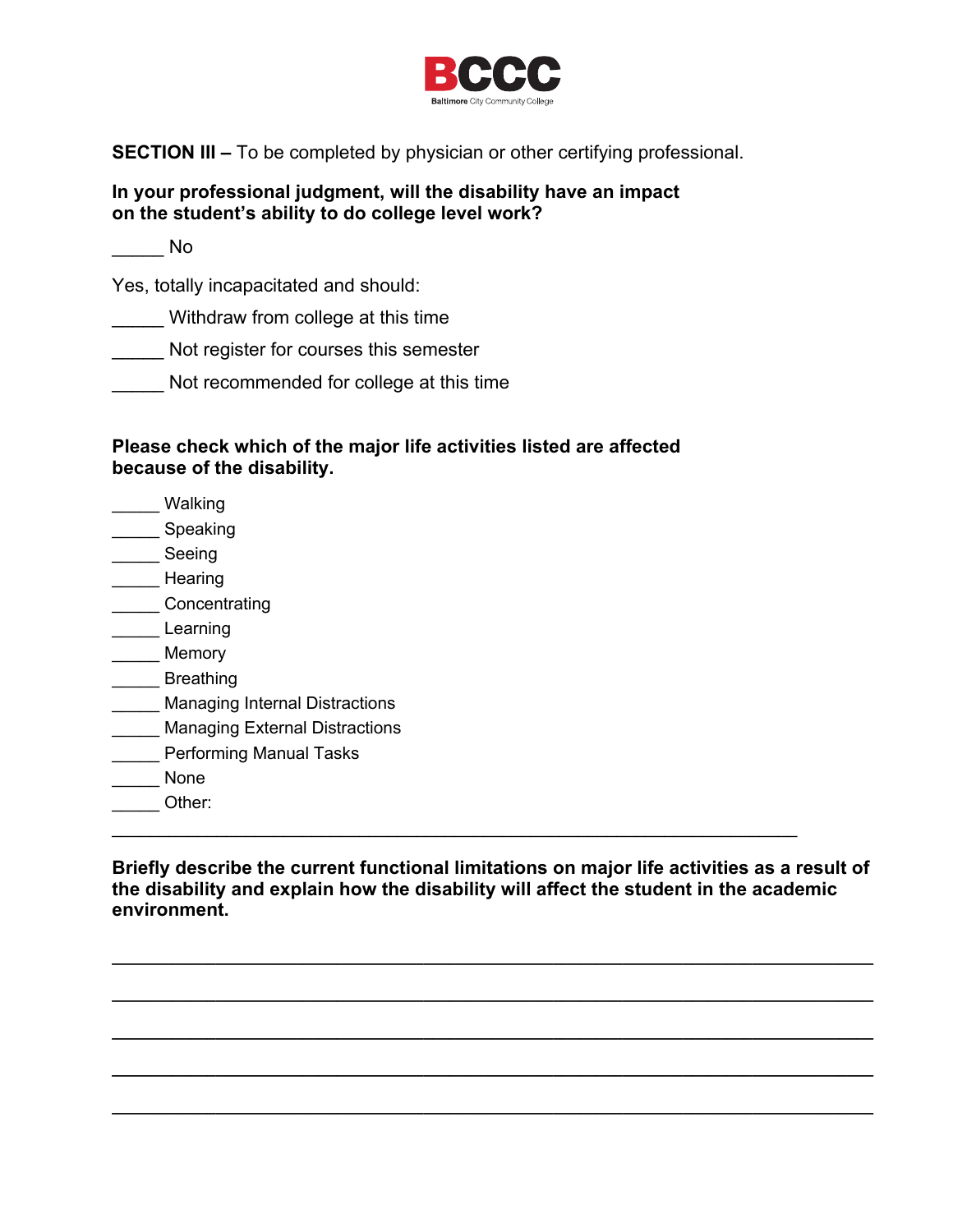**SECTION III –** To be completed by physician or other certifying professional.

**In your professional judgment, will the disability have an impact on the student's ability to do college level work?**

_____ No

Yes, totally incapacitated and should:

_____ Withdraw from college at this time

_____ Not register for courses this semester

_____ Not recommended for college at this time

**Please check which of the major life activities listed are affected because of the disability.**

_____ Walking
_____ Speaking
_____ Seeing
_____ Hearing
_____ Concentrating
_____ Learning
_____ Memory
_____ Breathing
_____ Managing Internal Distractions
_____ Managing External Distractions
_____ Performing Manual Tasks
_____ None
_____ Other:
_________________________________________________________________

**Briefly describe the current functional limitations on major life activities as a result of the disability and explain how the disability will affect the student in the academic environment.**

_________________________________________________________________

_________________________________________________________________

_________________________________________________________________

_________________________________________________________________

_________________________________________________________________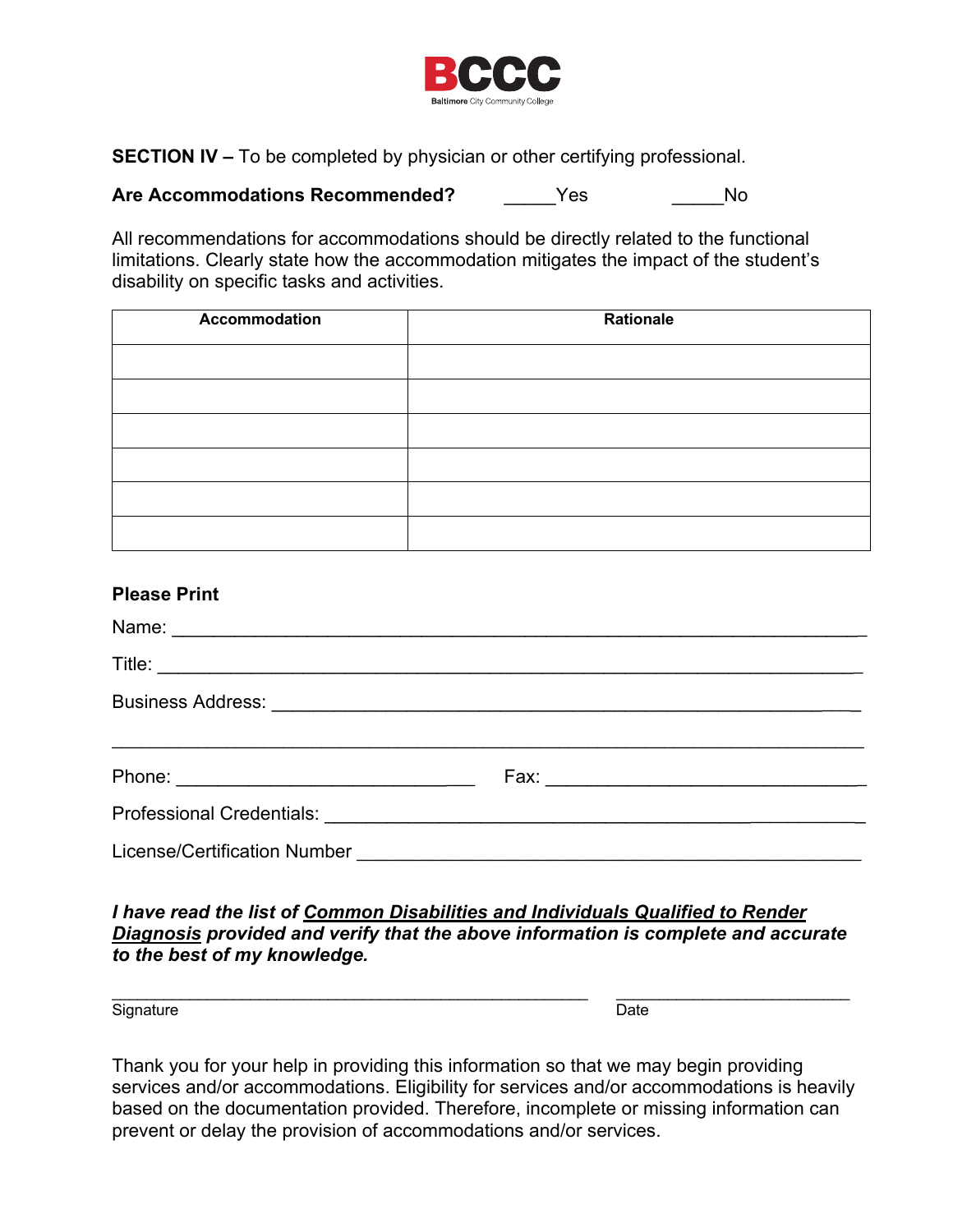**SECTION IV –** To be completed by physician or other certifying professional.

**Are Accommodations Recommended?** _____Yes _____No

All recommendations for accommodations should be directly related to the functional limitations. Clearly state how the accommodation mitigates the impact of the student's disability on specific tasks and activities.

| Accommodation | Rationale |
|---|---|
| | |
| | |
| | |
| | |
| | |
| | |

**Please Print**

Name: ____________________________________________________________

Title: _____________________________________________________________

Business Address: ____________________________________________________

____________________________________________________________________

Phone: ____________________________ Fax: ______________________________

Professional Credentials: ______________________________________________

License/Certification Number __________________________________________

***I have read the list of <u>Common Disabilities and Individuals Qualified to Render Diagnosis</u> provided and verify that the above information is complete and accurate to the best of my knowledge.***

_____________________________________________ ______________________

Signature Date

Thank you for your help in providing this information so that we may begin providing services and/or accommodations. Eligibility for services and/or accommodations is heavily based on the documentation provided. Therefore, incomplete or missing information can prevent or delay the provision of accommodations and/or services.